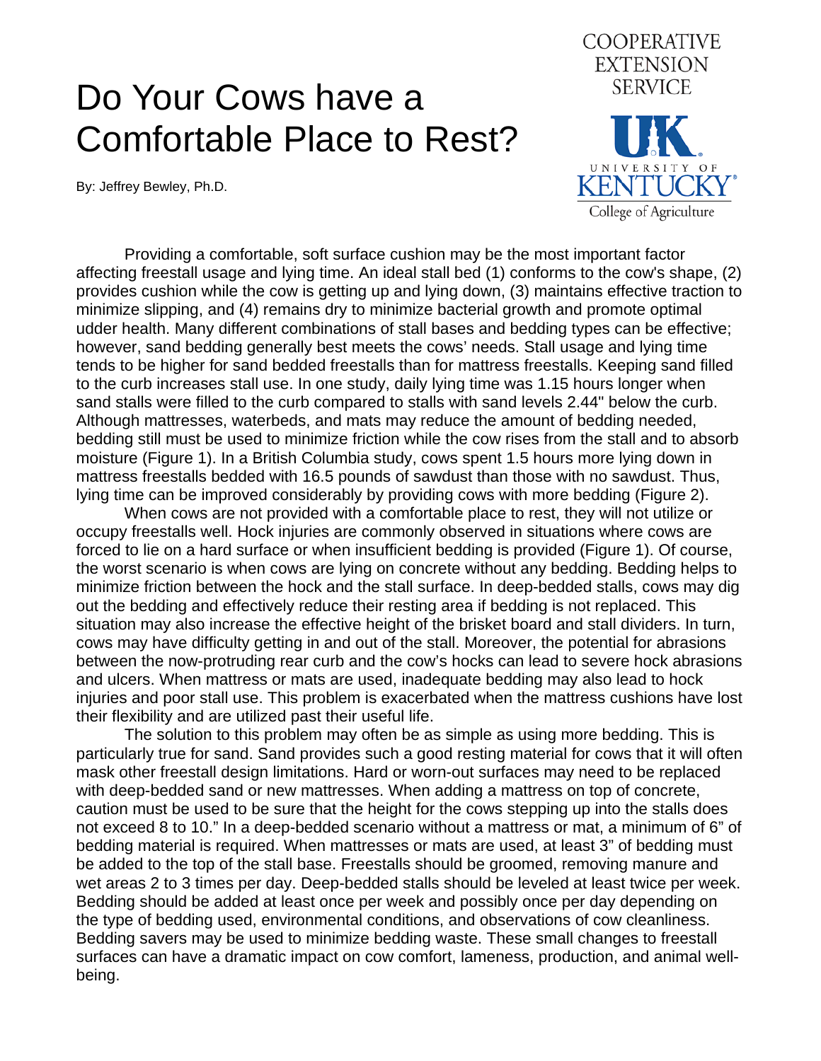# Do Your Cows have a Comfortable Place to Rest?

COOPERATIVE EXTENSION SERVICE

UNIVERSITY OF KENTUCKY College of Agriculture

By: Jeffrey Bewley, Ph.D.

Providing a comfortable, soft surface cushion may be the most important factor affecting freestall usage and lying time. An ideal stall bed (1) conforms to the cow's shape, (2) provides cushion while the cow is getting up and lying down, (3) maintains effective traction to minimize slipping, and (4) remains dry to minimize bacterial growth and promote optimal udder health. Many different combinations of stall bases and bedding types can be effective; however, sand bedding generally best meets the cows' needs. Stall usage and lying time tends to be higher for sand bedded freestalls than for mattress freestalls. Keeping sand filled to the curb increases stall use. In one study, daily lying time was 1.15 hours longer when sand stalls were filled to the curb compared to stalls with sand levels 2.44" below the curb. Although mattresses, waterbeds, and mats may reduce the amount of bedding needed, bedding still must be used to minimize friction while the cow rises from the stall and to absorb moisture (Figure 1). In a British Columbia study, cows spent 1.5 hours more lying down in mattress freestalls bedded with 16.5 pounds of sawdust than those with no sawdust. Thus, lying time can be improved considerably by providing cows with more bedding (Figure 2).

When cows are not provided with a comfortable place to rest, they will not utilize or occupy freestalls well. Hock injuries are commonly observed in situations where cows are forced to lie on a hard surface or when insufficient bedding is provided (Figure 1). Of course, the worst scenario is when cows are lying on concrete without any bedding. Bedding helps to minimize friction between the hock and the stall surface. In deep-bedded stalls, cows may dig out the bedding and effectively reduce their resting area if bedding is not replaced. This situation may also increase the effective height of the brisket board and stall dividers. In turn, cows may have difficulty getting in and out of the stall. Moreover, the potential for abrasions between the now-protruding rear curb and the cow's hocks can lead to severe hock abrasions and ulcers. When mattress or mats are used, inadequate bedding may also lead to hock injuries and poor stall use. This problem is exacerbated when the mattress cushions have lost their flexibility and are utilized past their useful life.

The solution to this problem may often be as simple as using more bedding. This is particularly true for sand. Sand provides such a good resting material for cows that it will often mask other freestall design limitations. Hard or worn-out surfaces may need to be replaced with deep-bedded sand or new mattresses. When adding a mattress on top of concrete, caution must be used to be sure that the height for the cows stepping up into the stalls does not exceed 8 to 10." In a deep-bedded scenario without a mattress or mat, a minimum of 6" of bedding material is required. When mattresses or mats are used, at least 3" of bedding must be added to the top of the stall base. Freestalls should be groomed, removing manure and wet areas 2 to 3 times per day. Deep-bedded stalls should be leveled at least twice per week. Bedding should be added at least once per week and possibly once per day depending on the type of bedding used, environmental conditions, and observations of cow cleanliness. Bedding savers may be used to minimize bedding waste. These small changes to freestall surfaces can have a dramatic impact on cow comfort, lameness, production, and animal well-being.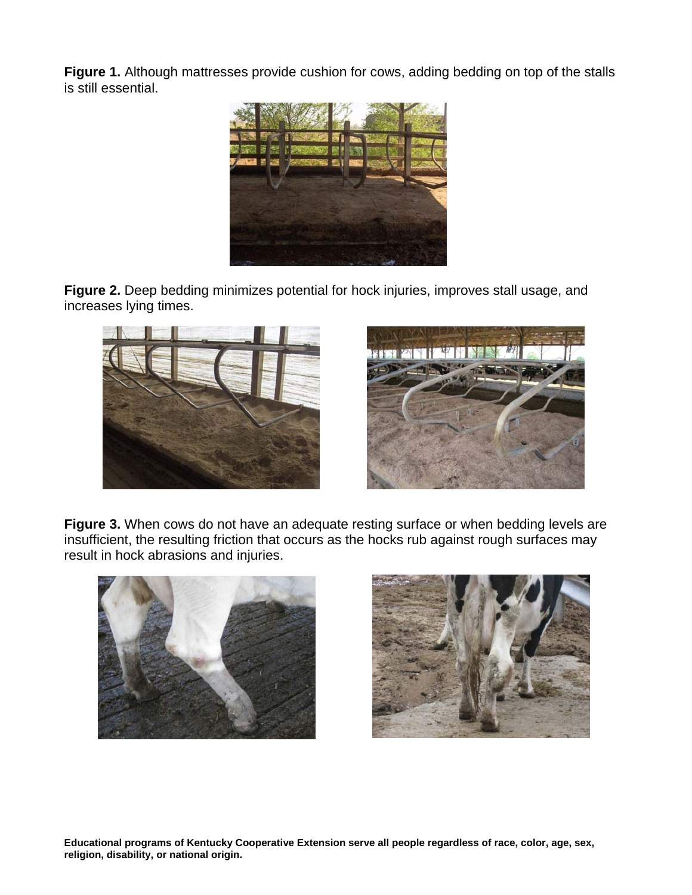**Figure 1.** Although mattresses provide cushion for cows, adding bedding on top of the stalls is still essential.

**Figure 2.** Deep bedding minimizes potential for hock injuries, improves stall usage, and increases lying times.

**Figure 3.** When cows do not have an adequate resting surface or when bedding levels are insufficient, the resulting friction that occurs as the hocks rub against rough surfaces may result in hock abrasions and injuries.

**Educational programs of Kentucky Cooperative Extension serve all people regardless of race, color, age, sex, religion, disability, or national origin.**